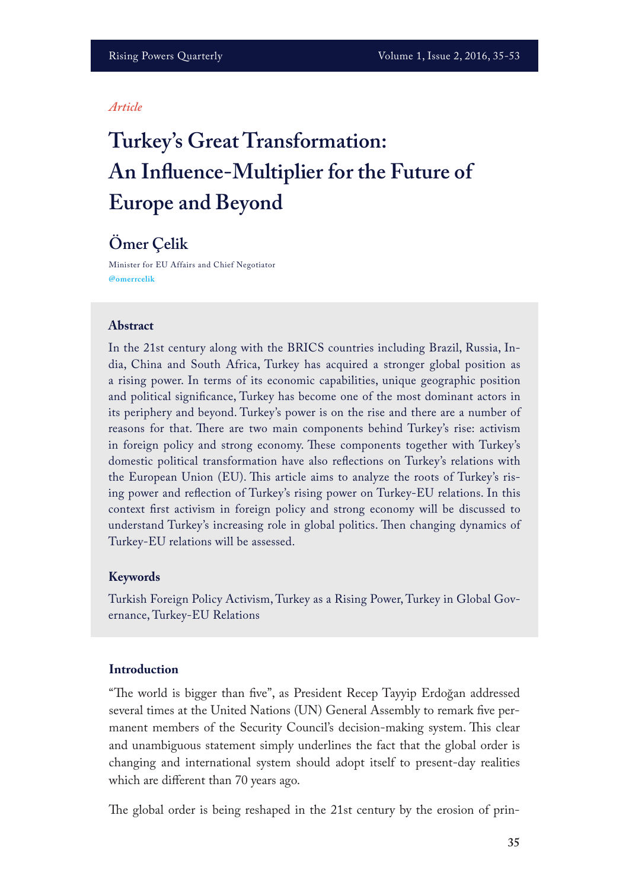*Article*

# Turkey's Great Transformation: An Influence-Multiplier for the Future of Europe and Beyond

## Ömer Çelik

Minister for EU Affairs and Chief Negotiator
@omerrcelik

### Abstract

In the 21st century along with the BRICS countries including Brazil, Russia, India, China and South Africa, Turkey has acquired a stronger global position as a rising power. In terms of its economic capabilities, unique geographic position and political significance, Turkey has become one of the most dominant actors in its periphery and beyond. Turkey's power is on the rise and there are a number of reasons for that. There are two main components behind Turkey's rise: activism in foreign policy and strong economy. These components together with Turkey's domestic political transformation have also reflections on Turkey's relations with the European Union (EU). This article aims to analyze the roots of Turkey's rising power and reflection of Turkey's rising power on Turkey-EU relations. In this context first activism in foreign policy and strong economy will be discussed to understand Turkey's increasing role in global politics. Then changing dynamics of Turkey-EU relations will be assessed.

### Keywords

Turkish Foreign Policy Activism, Turkey as a Rising Power, Turkey in Global Governance, Turkey-EU Relations

### Introduction

"The world is bigger than five", as President Recep Tayyip Erdoğan addressed several times at the United Nations (UN) General Assembly to remark five permanent members of the Security Council's decision-making system. This clear and unambiguous statement simply underlines the fact that the global order is changing and international system should adopt itself to present-day realities which are different than 70 years ago.

The global order is being reshaped in the 21st century by the erosion of prin-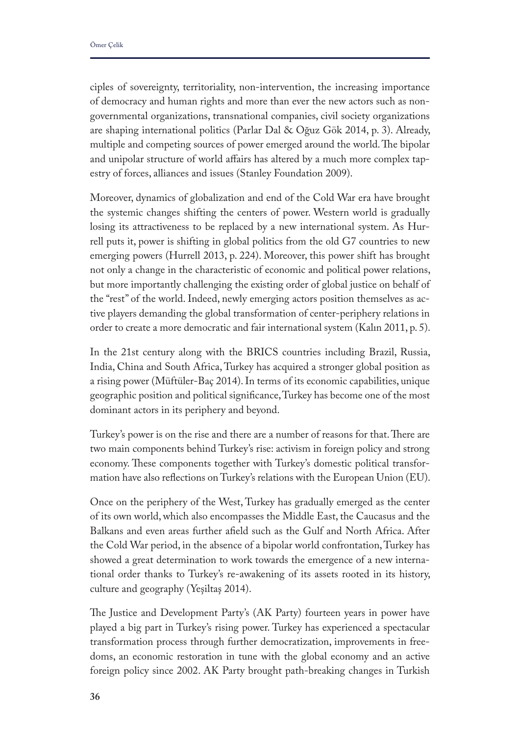ciples of sovereignty, territoriality, non-intervention, the increasing importance of democracy and human rights and more than ever the new actors such as non-governmental organizations, transnational companies, civil society organizations are shaping international politics (Parlar Dal & Oğuz Gök 2014, p. 3). Already, multiple and competing sources of power emerged around the world. The bipolar and unipolar structure of world affairs has altered by a much more complex tapestry of forces, alliances and issues (Stanley Foundation 2009).

Moreover, dynamics of globalization and end of the Cold War era have brought the systemic changes shifting the centers of power. Western world is gradually losing its attractiveness to be replaced by a new international system. As Hurrell puts it, power is shifting in global politics from the old G7 countries to new emerging powers (Hurrell 2013, p. 224). Moreover, this power shift has brought not only a change in the characteristic of economic and political power relations, but more importantly challenging the existing order of global justice on behalf of the "rest" of the world. Indeed, newly emerging actors position themselves as active players demanding the global transformation of center-periphery relations in order to create a more democratic and fair international system (Kalın 2011, p. 5).

In the 21st century along with the BRICS countries including Brazil, Russia, India, China and South Africa, Turkey has acquired a stronger global position as a rising power (Müftüler-Baç 2014). In terms of its economic capabilities, unique geographic position and political significance, Turkey has become one of the most dominant actors in its periphery and beyond.

Turkey's power is on the rise and there are a number of reasons for that. There are two main components behind Turkey's rise: activism in foreign policy and strong economy. These components together with Turkey's domestic political transformation have also reflections on Turkey's relations with the European Union (EU).

Once on the periphery of the West, Turkey has gradually emerged as the center of its own world, which also encompasses the Middle East, the Caucasus and the Balkans and even areas further afield such as the Gulf and North Africa. After the Cold War period, in the absence of a bipolar world confrontation, Turkey has showed a great determination to work towards the emergence of a new international order thanks to Turkey's re-awakening of its assets rooted in its history, culture and geography (Yeşiltaş 2014).

The Justice and Development Party's (AK Party) fourteen years in power have played a big part in Turkey's rising power. Turkey has experienced a spectacular transformation process through further democratization, improvements in freedoms, an economic restoration in tune with the global economy and an active foreign policy since 2002. AK Party brought path-breaking changes in Turkish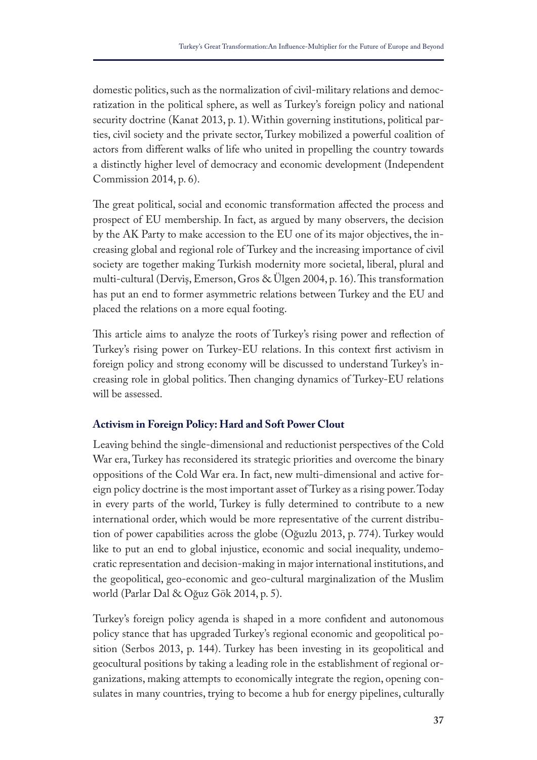domestic politics, such as the normalization of civil-military relations and democratization in the political sphere, as well as Turkey's foreign policy and national security doctrine (Kanat 2013, p. 1). Within governing institutions, political parties, civil society and the private sector, Turkey mobilized a powerful coalition of actors from different walks of life who united in propelling the country towards a distinctly higher level of democracy and economic development (Independent Commission 2014, p. 6).

The great political, social and economic transformation affected the process and prospect of EU membership. In fact, as argued by many observers, the decision by the AK Party to make accession to the EU one of its major objectives, the increasing global and regional role of Turkey and the increasing importance of civil society are together making Turkish modernity more societal, liberal, plural and multi-cultural (Derviş, Emerson, Gros & Ülgen 2004, p. 16). This transformation has put an end to former asymmetric relations between Turkey and the EU and placed the relations on a more equal footing.

This article aims to analyze the roots of Turkey's rising power and reflection of Turkey's rising power on Turkey-EU relations. In this context first activism in foreign policy and strong economy will be discussed to understand Turkey's increasing role in global politics. Then changing dynamics of Turkey-EU relations will be assessed.

## Activism in Foreign Policy: Hard and Soft Power Clout

Leaving behind the single-dimensional and reductionist perspectives of the Cold War era, Turkey has reconsidered its strategic priorities and overcome the binary oppositions of the Cold War era. In fact, new multi-dimensional and active foreign policy doctrine is the most important asset of Turkey as a rising power. Today in every parts of the world, Turkey is fully determined to contribute to a new international order, which would be more representative of the current distribution of power capabilities across the globe (Oğuzlu 2013, p. 774). Turkey would like to put an end to global injustice, economic and social inequality, undemocratic representation and decision-making in major international institutions, and the geopolitical, geo-economic and geo-cultural marginalization of the Muslim world (Parlar Dal & Oğuz Gök 2014, p. 5).

Turkey's foreign policy agenda is shaped in a more confident and autonomous policy stance that has upgraded Turkey's regional economic and geopolitical position (Serbos 2013, p. 144). Turkey has been investing in its geopolitical and geocultural positions by taking a leading role in the establishment of regional organizations, making attempts to economically integrate the region, opening consulates in many countries, trying to become a hub for energy pipelines, culturally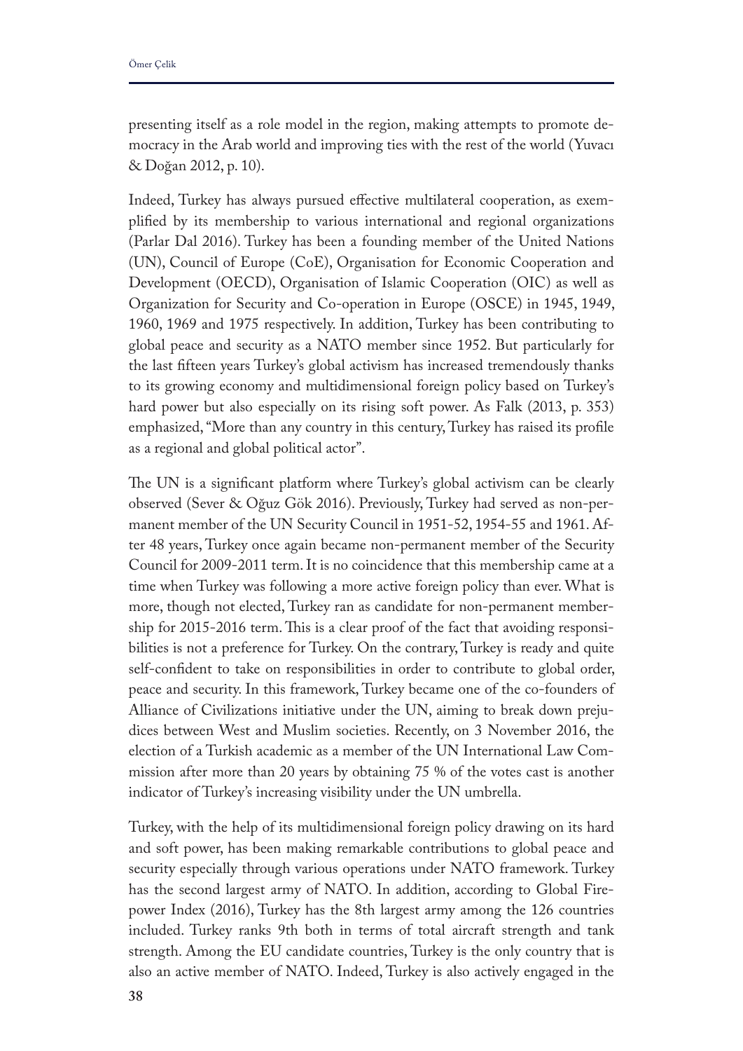presenting itself as a role model in the region, making attempts to promote democracy in the Arab world and improving ties with the rest of the world (Yuvacı & Doğan 2012, p. 10).

Indeed, Turkey has always pursued effective multilateral cooperation, as exemplified by its membership to various international and regional organizations (Parlar Dal 2016). Turkey has been a founding member of the United Nations (UN), Council of Europe (CoE), Organisation for Economic Cooperation and Development (OECD), Organisation of Islamic Cooperation (OIC) as well as Organization for Security and Co-operation in Europe (OSCE) in 1945, 1949, 1960, 1969 and 1975 respectively. In addition, Turkey has been contributing to global peace and security as a NATO member since 1952. But particularly for the last fifteen years Turkey's global activism has increased tremendously thanks to its growing economy and multidimensional foreign policy based on Turkey's hard power but also especially on its rising soft power. As Falk (2013, p. 353) emphasized, "More than any country in this century, Turkey has raised its profile as a regional and global political actor".

The UN is a significant platform where Turkey's global activism can be clearly observed (Sever & Oğuz Gök 2016). Previously, Turkey had served as non-permanent member of the UN Security Council in 1951-52, 1954-55 and 1961. After 48 years, Turkey once again became non-permanent member of the Security Council for 2009-2011 term. It is no coincidence that this membership came at a time when Turkey was following a more active foreign policy than ever. What is more, though not elected, Turkey ran as candidate for non-permanent membership for 2015-2016 term. This is a clear proof of the fact that avoiding responsibilities is not a preference for Turkey. On the contrary, Turkey is ready and quite self-confident to take on responsibilities in order to contribute to global order, peace and security. In this framework, Turkey became one of the co-founders of Alliance of Civilizations initiative under the UN, aiming to break down prejudices between West and Muslim societies. Recently, on 3 November 2016, the election of a Turkish academic as a member of the UN International Law Commission after more than 20 years by obtaining 75 % of the votes cast is another indicator of Turkey's increasing visibility under the UN umbrella.

Turkey, with the help of its multidimensional foreign policy drawing on its hard and soft power, has been making remarkable contributions to global peace and security especially through various operations under NATO framework. Turkey has the second largest army of NATO. In addition, according to Global Firepower Index (2016), Turkey has the 8th largest army among the 126 countries included. Turkey ranks 9th both in terms of total aircraft strength and tank strength. Among the EU candidate countries, Turkey is the only country that is also an active member of NATO. Indeed, Turkey is also actively engaged in the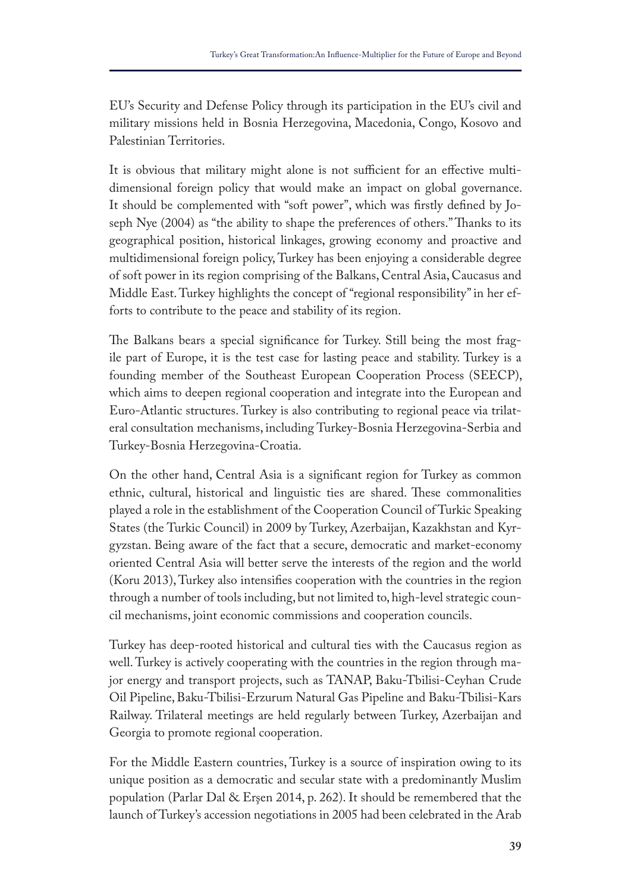EU's Security and Defense Policy through its participation in the EU's civil and military missions held in Bosnia Herzegovina, Macedonia, Congo, Kosovo and Palestinian Territories.

It is obvious that military might alone is not sufficient for an effective multi-dimensional foreign policy that would make an impact on global governance. It should be complemented with "soft power", which was firstly defined by Joseph Nye (2004) as "the ability to shape the preferences of others." Thanks to its geographical position, historical linkages, growing economy and proactive and multidimensional foreign policy, Turkey has been enjoying a considerable degree of soft power in its region comprising of the Balkans, Central Asia, Caucasus and Middle East. Turkey highlights the concept of "regional responsibility" in her efforts to contribute to the peace and stability of its region.

The Balkans bears a special significance for Turkey. Still being the most fragile part of Europe, it is the test case for lasting peace and stability. Turkey is a founding member of the Southeast European Cooperation Process (SEECP), which aims to deepen regional cooperation and integrate into the European and Euro-Atlantic structures. Turkey is also contributing to regional peace via trilateral consultation mechanisms, including Turkey-Bosnia Herzegovina-Serbia and Turkey-Bosnia Herzegovina-Croatia.

On the other hand, Central Asia is a significant region for Turkey as common ethnic, cultural, historical and linguistic ties are shared. These commonalities played a role in the establishment of the Cooperation Council of Turkic Speaking States (the Turkic Council) in 2009 by Turkey, Azerbaijan, Kazakhstan and Kyrgyzstan. Being aware of the fact that a secure, democratic and market-economy oriented Central Asia will better serve the interests of the region and the world (Koru 2013), Turkey also intensifies cooperation with the countries in the region through a number of tools including, but not limited to, high-level strategic council mechanisms, joint economic commissions and cooperation councils.

Turkey has deep-rooted historical and cultural ties with the Caucasus region as well. Turkey is actively cooperating with the countries in the region through major energy and transport projects, such as TANAP, Baku-Tbilisi-Ceyhan Crude Oil Pipeline, Baku-Tbilisi-Erzurum Natural Gas Pipeline and Baku-Tbilisi-Kars Railway. Trilateral meetings are held regularly between Turkey, Azerbaijan and Georgia to promote regional cooperation.

For the Middle Eastern countries, Turkey is a source of inspiration owing to its unique position as a democratic and secular state with a predominantly Muslim population (Parlar Dal & Erşen 2014, p. 262). It should be remembered that the launch of Turkey's accession negotiations in 2005 had been celebrated in the Arab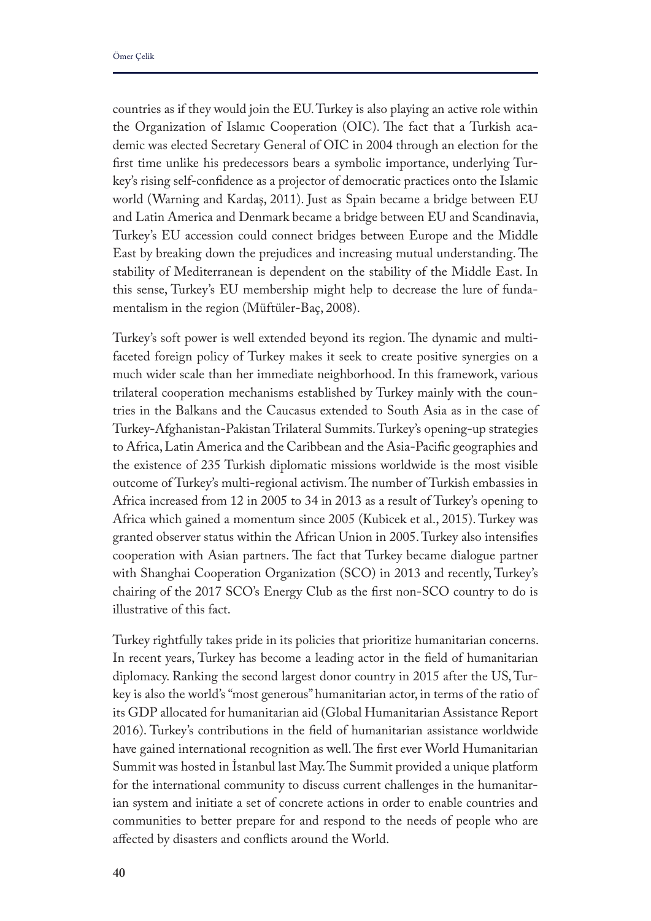countries as if they would join the EU. Turkey is also playing an active role within the Organization of Islamıc Cooperation (OIC). The fact that a Turkish academic was elected Secretary General of OIC in 2004 through an election for the first time unlike his predecessors bears a symbolic importance, underlying Turkey's rising self-confidence as a projector of democratic practices onto the Islamic world (Warning and Kardaş, 2011). Just as Spain became a bridge between EU and Latin America and Denmark became a bridge between EU and Scandinavia, Turkey's EU accession could connect bridges between Europe and the Middle East by breaking down the prejudices and increasing mutual understanding. The stability of Mediterranean is dependent on the stability of the Middle East. In this sense, Turkey's EU membership might help to decrease the lure of fundamentalism in the region (Müftüler-Baç, 2008).

Turkey's soft power is well extended beyond its region. The dynamic and multifaceted foreign policy of Turkey makes it seek to create positive synergies on a much wider scale than her immediate neighborhood. In this framework, various trilateral cooperation mechanisms established by Turkey mainly with the countries in the Balkans and the Caucasus extended to South Asia as in the case of Turkey-Afghanistan-Pakistan Trilateral Summits. Turkey's opening-up strategies to Africa, Latin America and the Caribbean and the Asia-Pacific geographies and the existence of 235 Turkish diplomatic missions worldwide is the most visible outcome of Turkey's multi-regional activism. The number of Turkish embassies in Africa increased from 12 in 2005 to 34 in 2013 as a result of Turkey's opening to Africa which gained a momentum since 2005 (Kubicek et al., 2015). Turkey was granted observer status within the African Union in 2005. Turkey also intensifies cooperation with Asian partners. The fact that Turkey became dialogue partner with Shanghai Cooperation Organization (SCO) in 2013 and recently, Turkey's chairing of the 2017 SCO's Energy Club as the first non-SCO country to do is illustrative of this fact.

Turkey rightfully takes pride in its policies that prioritize humanitarian concerns. In recent years, Turkey has become a leading actor in the field of humanitarian diplomacy. Ranking the second largest donor country in 2015 after the US, Turkey is also the world's "most generous" humanitarian actor, in terms of the ratio of its GDP allocated for humanitarian aid (Global Humanitarian Assistance Report 2016). Turkey's contributions in the field of humanitarian assistance worldwide have gained international recognition as well. The first ever World Humanitarian Summit was hosted in İstanbul last May. The Summit provided a unique platform for the international community to discuss current challenges in the humanitarian system and initiate a set of concrete actions in order to enable countries and communities to better prepare for and respond to the needs of people who are affected by disasters and conflicts around the World.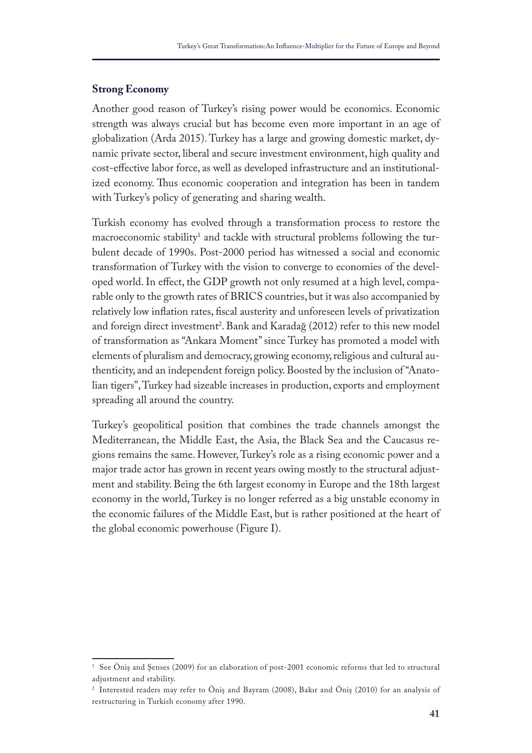### Strong Economy

Another good reason of Turkey's rising power would be economics. Economic strength was always crucial but has become even more important in an age of globalization (Arda 2015). Turkey has a large and growing domestic market, dynamic private sector, liberal and secure investment environment, high quality and cost-effective labor force, as well as developed infrastructure and an institutionalized economy. Thus economic cooperation and integration has been in tandem with Turkey's policy of generating and sharing wealth.

Turkish economy has evolved through a transformation process to restore the macroeconomic stability[1] and tackle with structural problems following the turbulent decade of 1990s. Post-2000 period has witnessed a social and economic transformation of Turkey with the vision to converge to economies of the developed world. In effect, the GDP growth not only resumed at a high level, comparable only to the growth rates of BRICS countries, but it was also accompanied by relatively low inflation rates, fiscal austerity and unforeseen levels of privatization and foreign direct investment[2]. Bank and Karadağ (2012) refer to this new model of transformation as "Ankara Moment" since Turkey has promoted a model with elements of pluralism and democracy, growing economy, religious and cultural authenticity, and an independent foreign policy. Boosted by the inclusion of "Anatolian tigers", Turkey had sizeable increases in production, exports and employment spreading all around the country.

Turkey's geopolitical position that combines the trade channels amongst the Mediterranean, the Middle East, the Asia, the Black Sea and the Caucasus regions remains the same. However, Turkey's role as a rising economic power and a major trade actor has grown in recent years owing mostly to the structural adjustment and stability. Being the 6th largest economy in Europe and the 18th largest economy in the world, Turkey is no longer referred as a big unstable economy in the economic failures of the Middle East, but is rather positioned at the heart of the global economic powerhouse (Figure I).

---

[1] See Öniş and Şenses (2009) for an elaboration of post-2001 economic reforms that led to structural adjustment and stability.

[2] Interested readers may refer to Öniş and Bayram (2008), Bakır and Öniş (2010) for an analysis of restructuring in Turkish economy after 1990.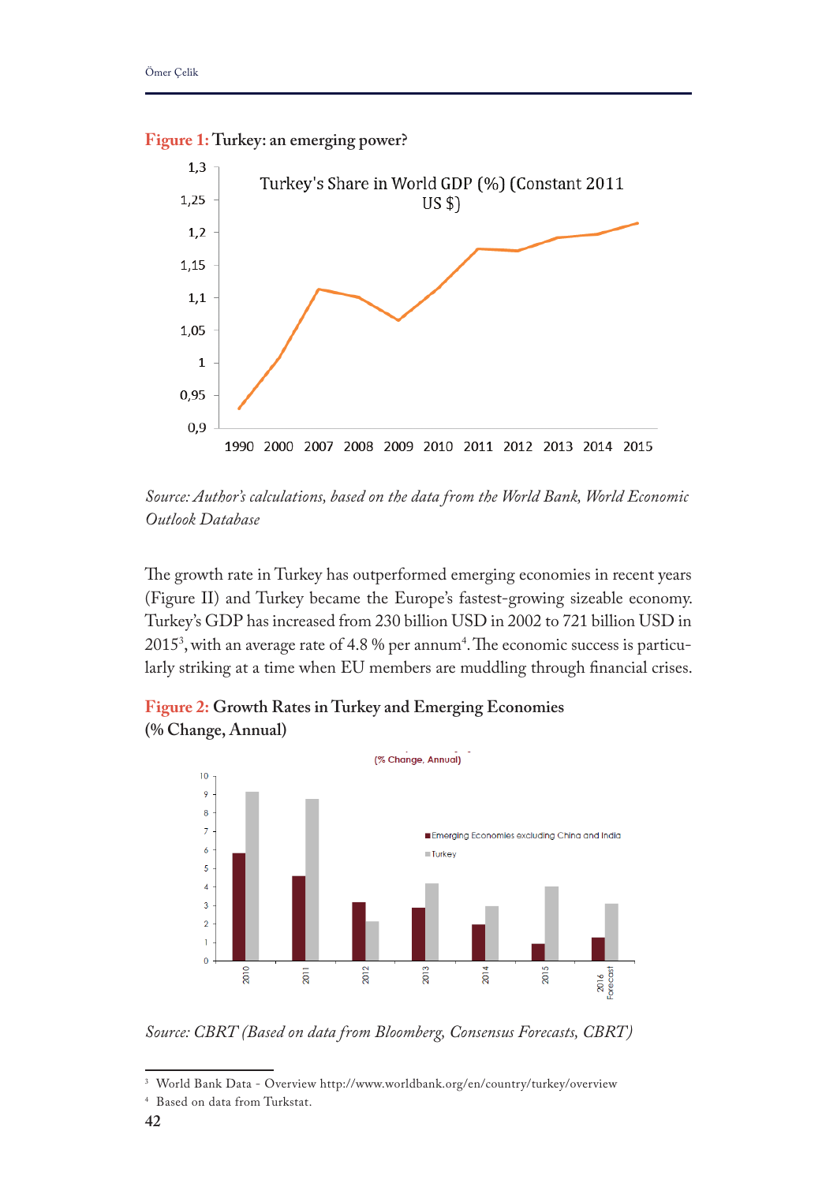**Figure 1:** Turkey: an emerging power?

*Source: Author's calculations, based on the data from the World Bank, World Economic Outlook Database*

The growth rate in Turkey has outperformed emerging economies in recent years (Figure II) and Turkey became the Europe's fastest-growing sizeable economy. Turkey's GDP has increased from 230 billion USD in 2002 to 721 billion USD in 2015[3], with an average rate of 4.8 % per annum[4]. The economic success is particularly striking at a time when EU members are muddling through financial crises.

**Figure 2:** Growth Rates in Turkey and Emerging Economies (% Change, Annual)

*Source: CBRT (Based on data from Bloomberg, Consensus Forecasts, CBRT)*

---

[3] World Bank Data - Overview http://www.worldbank.org/en/country/turkey/overview

[4] Based on data from Turkstat.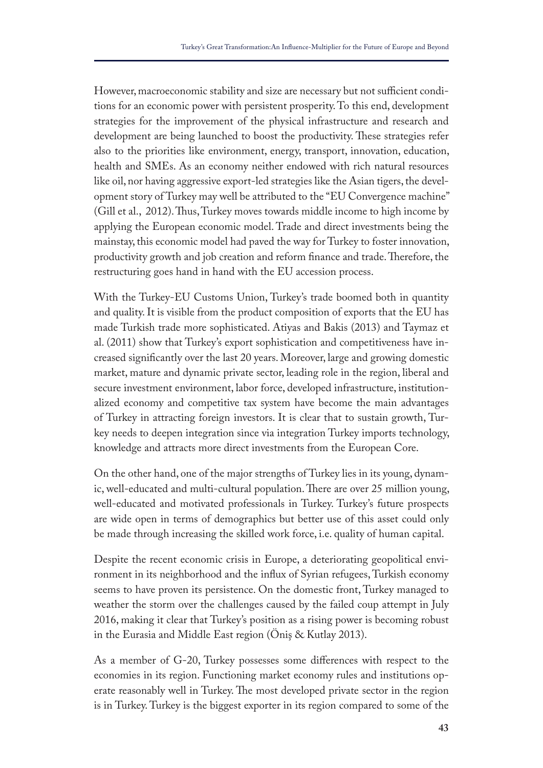However, macroeconomic stability and size are necessary but not sufficient conditions for an economic power with persistent prosperity. To this end, development strategies for the improvement of the physical infrastructure and research and development are being launched to boost the productivity. These strategies refer also to the priorities like environment, energy, transport, innovation, education, health and SMEs. As an economy neither endowed with rich natural resources like oil, nor having aggressive export-led strategies like the Asian tigers, the development story of Turkey may well be attributed to the "EU Convergence machine" (Gill et al., 2012). Thus, Turkey moves towards middle income to high income by applying the European economic model. Trade and direct investments being the mainstay, this economic model had paved the way for Turkey to foster innovation, productivity growth and job creation and reform finance and trade. Therefore, the restructuring goes hand in hand with the EU accession process.

With the Turkey-EU Customs Union, Turkey's trade boomed both in quantity and quality. It is visible from the product composition of exports that the EU has made Turkish trade more sophisticated. Atiyas and Bakis (2013) and Taymaz et al. (2011) show that Turkey's export sophistication and competitiveness have increased significantly over the last 20 years. Moreover, large and growing domestic market, mature and dynamic private sector, leading role in the region, liberal and secure investment environment, labor force, developed infrastructure, institutionalized economy and competitive tax system have become the main advantages of Turkey in attracting foreign investors. It is clear that to sustain growth, Turkey needs to deepen integration since via integration Turkey imports technology, knowledge and attracts more direct investments from the European Core.

On the other hand, one of the major strengths of Turkey lies in its young, dynamic, well-educated and multi-cultural population. There are over 25 million young, well-educated and motivated professionals in Turkey. Turkey's future prospects are wide open in terms of demographics but better use of this asset could only be made through increasing the skilled work force, i.e. quality of human capital.

Despite the recent economic crisis in Europe, a deteriorating geopolitical environment in its neighborhood and the influx of Syrian refugees, Turkish economy seems to have proven its persistence. On the domestic front, Turkey managed to weather the storm over the challenges caused by the failed coup attempt in July 2016, making it clear that Turkey's position as a rising power is becoming robust in the Eurasia and Middle East region (Öniş & Kutlay 2013).

As a member of G-20, Turkey possesses some differences with respect to the economies in its region. Functioning market economy rules and institutions operate reasonably well in Turkey. The most developed private sector in the region is in Turkey. Turkey is the biggest exporter in its region compared to some of the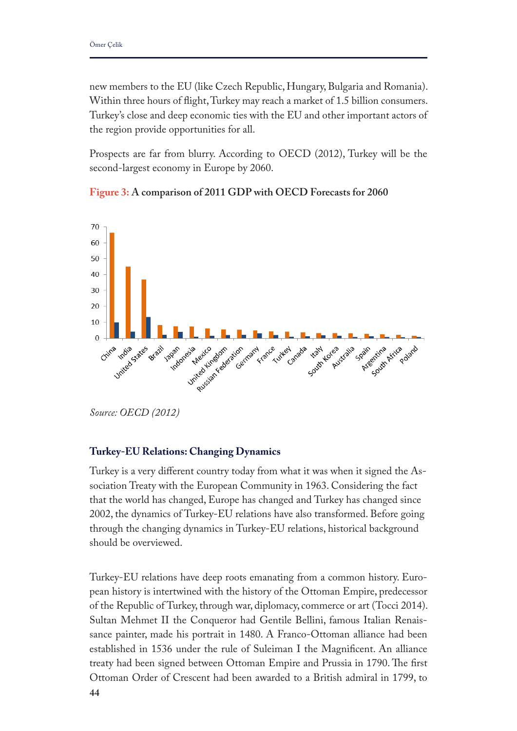new members to the EU (like Czech Republic, Hungary, Bulgaria and Romania). Within three hours of flight, Turkey may reach a market of 1.5 billion consumers. Turkey's close and deep economic ties with the EU and other important actors of the region provide opportunities for all.

Prospects are far from blurry. According to OECD (2012), Turkey will be the second-largest economy in Europe by 2060.

**Figure 3: A comparison of 2011 GDP with OECD Forecasts for 2060**

*Source: OECD (2012)*

### Turkey-EU Relations: Changing Dynamics

Turkey is a very different country today from what it was when it signed the Association Treaty with the European Community in 1963. Considering the fact that the world has changed, Europe has changed and Turkey has changed since 2002, the dynamics of Turkey-EU relations have also transformed. Before going through the changing dynamics in Turkey-EU relations, historical background should be overviewed.

Turkey-EU relations have deep roots emanating from a common history. European history is intertwined with the history of the Ottoman Empire, predecessor of the Republic of Turkey, through war, diplomacy, commerce or art (Tocci 2014). Sultan Mehmet II the Conqueror had Gentile Bellini, famous Italian Renaissance painter, made his portrait in 1480. A Franco-Ottoman alliance had been established in 1536 under the rule of Suleiman I the Magnificent. An alliance treaty had been signed between Ottoman Empire and Prussia in 1790. The first Ottoman Order of Crescent had been awarded to a British admiral in 1799, to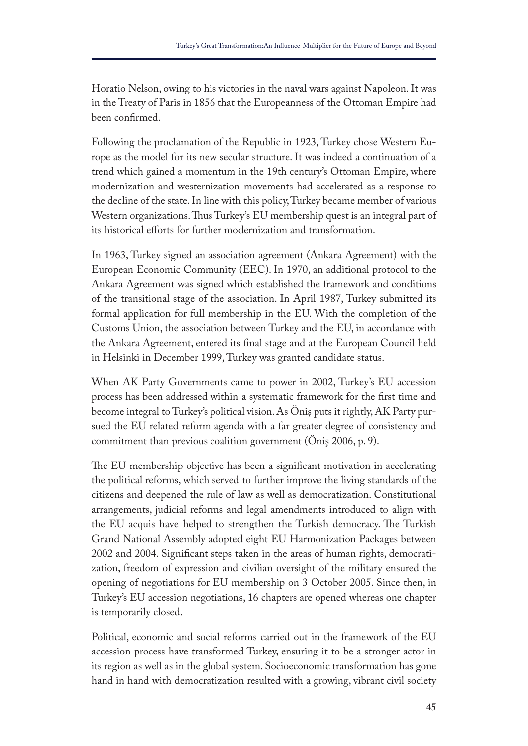Horatio Nelson, owing to his victories in the naval wars against Napoleon. It was in the Treaty of Paris in 1856 that the Europeanness of the Ottoman Empire had been confirmed.

Following the proclamation of the Republic in 1923, Turkey chose Western Europe as the model for its new secular structure. It was indeed a continuation of a trend which gained a momentum in the 19th century's Ottoman Empire, where modernization and westernization movements had accelerated as a response to the decline of the state. In line with this policy, Turkey became member of various Western organizations. Thus Turkey's EU membership quest is an integral part of its historical efforts for further modernization and transformation.

In 1963, Turkey signed an association agreement (Ankara Agreement) with the European Economic Community (EEC). In 1970, an additional protocol to the Ankara Agreement was signed which established the framework and conditions of the transitional stage of the association. In April 1987, Turkey submitted its formal application for full membership in the EU. With the completion of the Customs Union, the association between Turkey and the EU, in accordance with the Ankara Agreement, entered its final stage and at the European Council held in Helsinki in December 1999, Turkey was granted candidate status.

When AK Party Governments came to power in 2002, Turkey's EU accession process has been addressed within a systematic framework for the first time and become integral to Turkey's political vision. As Öniş puts it rightly, AK Party pursued the EU related reform agenda with a far greater degree of consistency and commitment than previous coalition government (Öniş 2006, p. 9).

The EU membership objective has been a significant motivation in accelerating the political reforms, which served to further improve the living standards of the citizens and deepened the rule of law as well as democratization. Constitutional arrangements, judicial reforms and legal amendments introduced to align with the EU acquis have helped to strengthen the Turkish democracy. The Turkish Grand National Assembly adopted eight EU Harmonization Packages between 2002 and 2004. Significant steps taken in the areas of human rights, democratization, freedom of expression and civilian oversight of the military ensured the opening of negotiations for EU membership on 3 October 2005. Since then, in Turkey's EU accession negotiations, 16 chapters are opened whereas one chapter is temporarily closed.

Political, economic and social reforms carried out in the framework of the EU accession process have transformed Turkey, ensuring it to be a stronger actor in its region as well as in the global system. Socioeconomic transformation has gone hand in hand with democratization resulted with a growing, vibrant civil society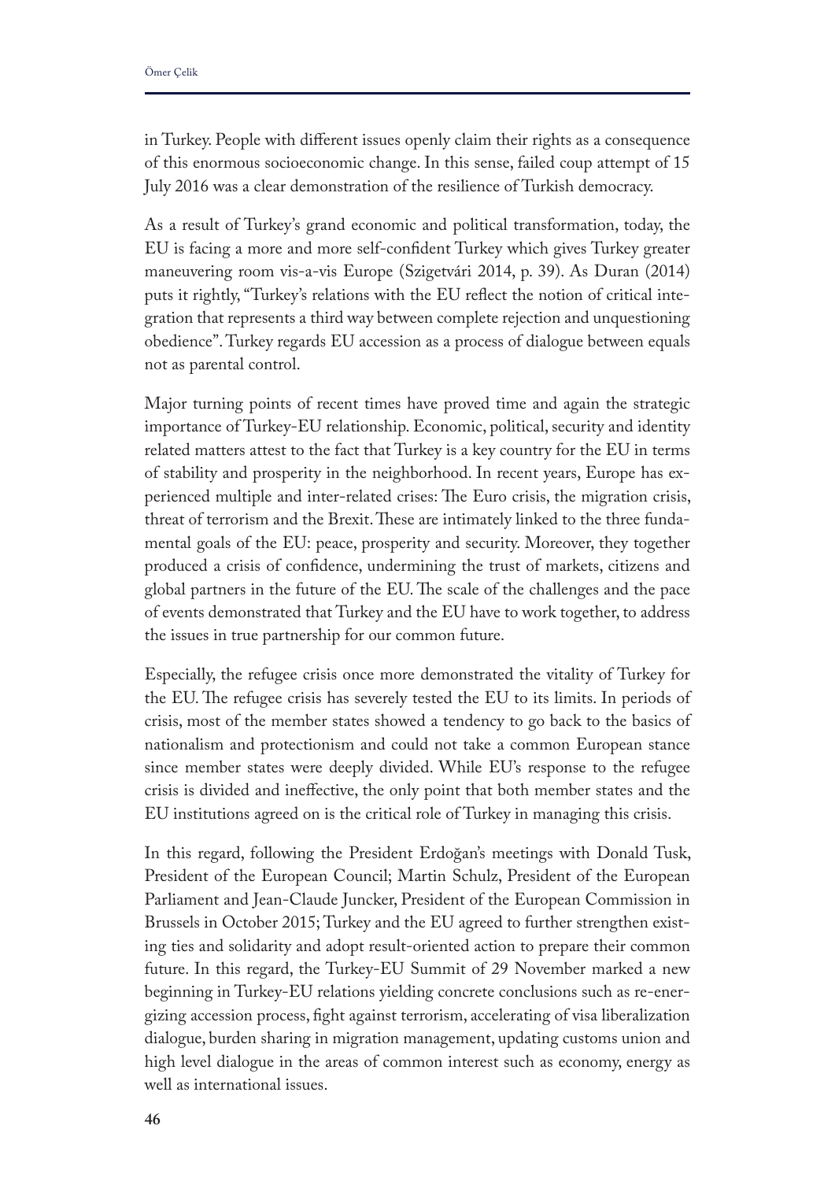in Turkey. People with different issues openly claim their rights as a consequence of this enormous socioeconomic change. In this sense, failed coup attempt of 15 July 2016 was a clear demonstration of the resilience of Turkish democracy.

As a result of Turkey's grand economic and political transformation, today, the EU is facing a more and more self-confident Turkey which gives Turkey greater maneuvering room vis-a-vis Europe (Szigetvári 2014, p. 39). As Duran (2014) puts it rightly, "Turkey's relations with the EU reflect the notion of critical integration that represents a third way between complete rejection and unquestioning obedience". Turkey regards EU accession as a process of dialogue between equals not as parental control.

Major turning points of recent times have proved time and again the strategic importance of Turkey-EU relationship. Economic, political, security and identity related matters attest to the fact that Turkey is a key country for the EU in terms of stability and prosperity in the neighborhood. In recent years, Europe has experienced multiple and inter-related crises: The Euro crisis, the migration crisis, threat of terrorism and the Brexit. These are intimately linked to the three fundamental goals of the EU: peace, prosperity and security. Moreover, they together produced a crisis of confidence, undermining the trust of markets, citizens and global partners in the future of the EU. The scale of the challenges and the pace of events demonstrated that Turkey and the EU have to work together, to address the issues in true partnership for our common future.

Especially, the refugee crisis once more demonstrated the vitality of Turkey for the EU. The refugee crisis has severely tested the EU to its limits. In periods of crisis, most of the member states showed a tendency to go back to the basics of nationalism and protectionism and could not take a common European stance since member states were deeply divided. While EU's response to the refugee crisis is divided and ineffective, the only point that both member states and the EU institutions agreed on is the critical role of Turkey in managing this crisis.

In this regard, following the President Erdoğan's meetings with Donald Tusk, President of the European Council; Martin Schulz, President of the European Parliament and Jean-Claude Juncker, President of the European Commission in Brussels in October 2015; Turkey and the EU agreed to further strengthen existing ties and solidarity and adopt result-oriented action to prepare their common future. In this regard, the Turkey-EU Summit of 29 November marked a new beginning in Turkey-EU relations yielding concrete conclusions such as re-energizing accession process, fight against terrorism, accelerating of visa liberalization dialogue, burden sharing in migration management, updating customs union and high level dialogue in the areas of common interest such as economy, energy as well as international issues.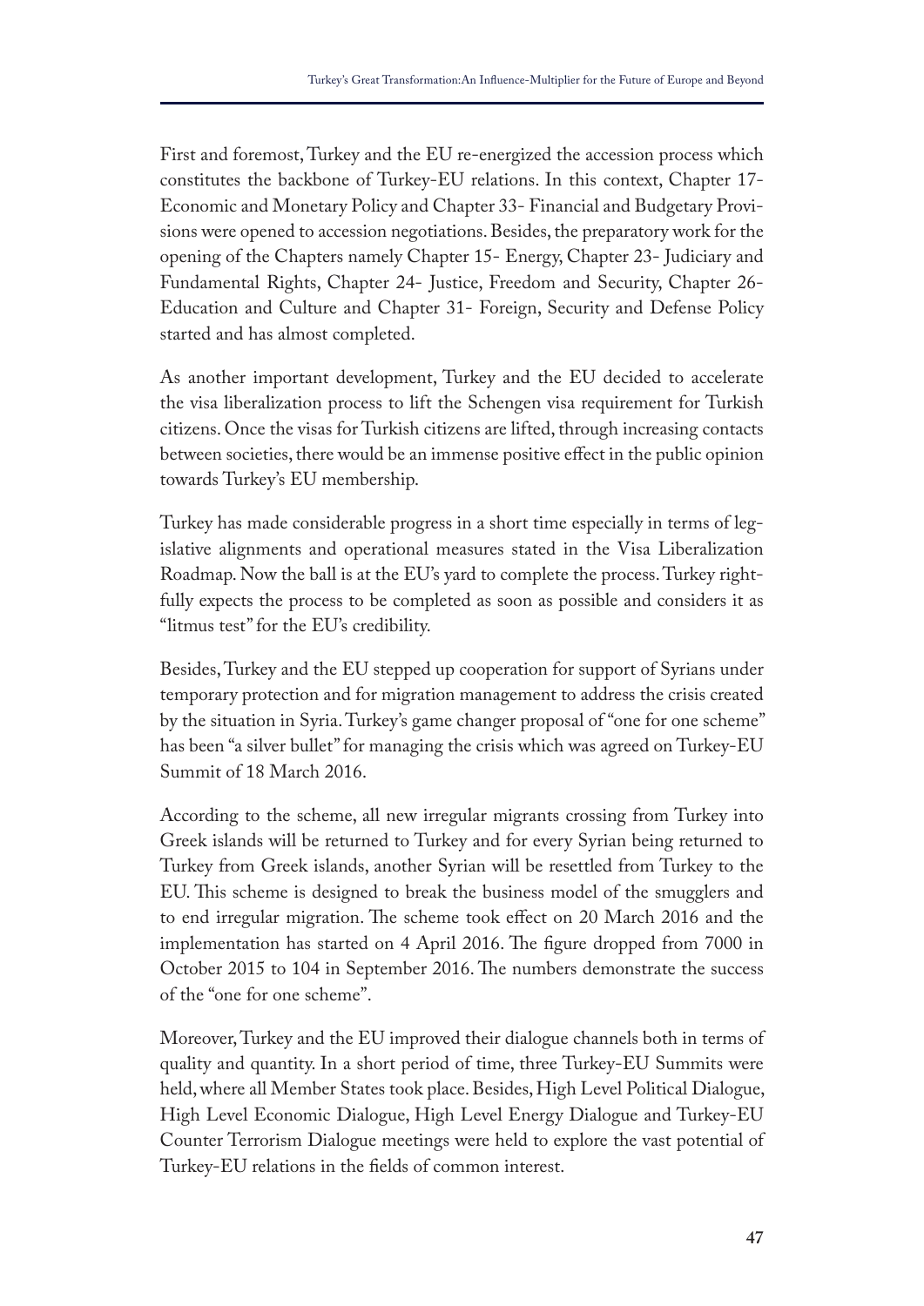First and foremost, Turkey and the EU re-energized the accession process which constitutes the backbone of Turkey-EU relations. In this context, Chapter 17- Economic and Monetary Policy and Chapter 33- Financial and Budgetary Provisions were opened to accession negotiations. Besides, the preparatory work for the opening of the Chapters namely Chapter 15- Energy, Chapter 23- Judiciary and Fundamental Rights, Chapter 24- Justice, Freedom and Security, Chapter 26- Education and Culture and Chapter 31- Foreign, Security and Defense Policy started and has almost completed.

As another important development, Turkey and the EU decided to accelerate the visa liberalization process to lift the Schengen visa requirement for Turkish citizens. Once the visas for Turkish citizens are lifted, through increasing contacts between societies, there would be an immense positive effect in the public opinion towards Turkey's EU membership.

Turkey has made considerable progress in a short time especially in terms of legislative alignments and operational measures stated in the Visa Liberalization Roadmap. Now the ball is at the EU's yard to complete the process. Turkey rightfully expects the process to be completed as soon as possible and considers it as "litmus test" for the EU's credibility.

Besides, Turkey and the EU stepped up cooperation for support of Syrians under temporary protection and for migration management to address the crisis created by the situation in Syria. Turkey's game changer proposal of "one for one scheme" has been "a silver bullet" for managing the crisis which was agreed on Turkey-EU Summit of 18 March 2016.

According to the scheme, all new irregular migrants crossing from Turkey into Greek islands will be returned to Turkey and for every Syrian being returned to Turkey from Greek islands, another Syrian will be resettled from Turkey to the EU. This scheme is designed to break the business model of the smugglers and to end irregular migration. The scheme took effect on 20 March 2016 and the implementation has started on 4 April 2016. The figure dropped from 7000 in October 2015 to 104 in September 2016. The numbers demonstrate the success of the "one for one scheme".

Moreover, Turkey and the EU improved their dialogue channels both in terms of quality and quantity. In a short period of time, three Turkey-EU Summits were held, where all Member States took place. Besides, High Level Political Dialogue, High Level Economic Dialogue, High Level Energy Dialogue and Turkey-EU Counter Terrorism Dialogue meetings were held to explore the vast potential of Turkey-EU relations in the fields of common interest.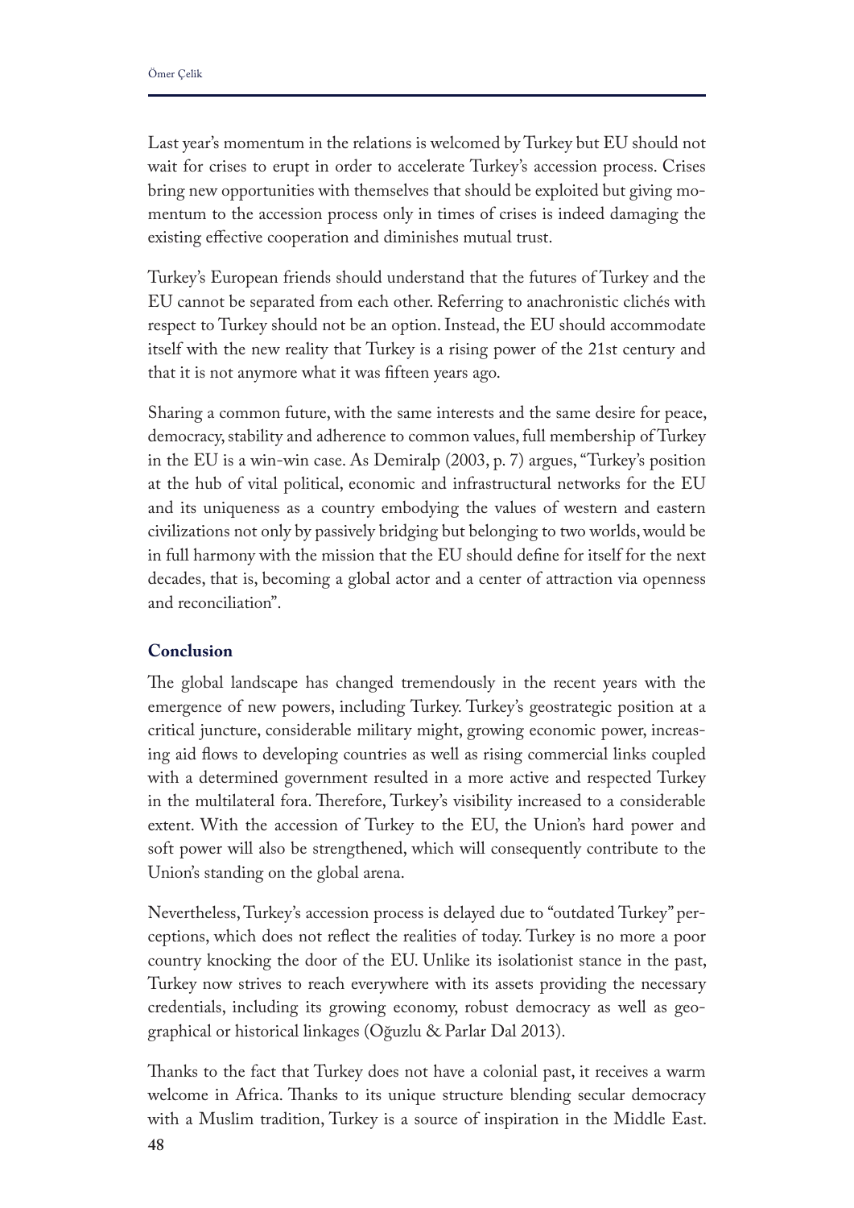Last year's momentum in the relations is welcomed by Turkey but EU should not wait for crises to erupt in order to accelerate Turkey's accession process. Crises bring new opportunities with themselves that should be exploited but giving momentum to the accession process only in times of crises is indeed damaging the existing effective cooperation and diminishes mutual trust.

Turkey's European friends should understand that the futures of Turkey and the EU cannot be separated from each other. Referring to anachronistic clichés with respect to Turkey should not be an option. Instead, the EU should accommodate itself with the new reality that Turkey is a rising power of the 21st century and that it is not anymore what it was fifteen years ago.

Sharing a common future, with the same interests and the same desire for peace, democracy, stability and adherence to common values, full membership of Turkey in the EU is a win-win case. As Demiralp (2003, p. 7) argues, "Turkey's position at the hub of vital political, economic and infrastructural networks for the EU and its uniqueness as a country embodying the values of western and eastern civilizations not only by passively bridging but belonging to two worlds, would be in full harmony with the mission that the EU should define for itself for the next decades, that is, becoming a global actor and a center of attraction via openness and reconciliation".

## Conclusion

The global landscape has changed tremendously in the recent years with the emergence of new powers, including Turkey. Turkey's geostrategic position at a critical juncture, considerable military might, growing economic power, increasing aid flows to developing countries as well as rising commercial links coupled with a determined government resulted in a more active and respected Turkey in the multilateral fora. Therefore, Turkey's visibility increased to a considerable extent. With the accession of Turkey to the EU, the Union's hard power and soft power will also be strengthened, which will consequently contribute to the Union's standing on the global arena.

Nevertheless, Turkey's accession process is delayed due to "outdated Turkey" perceptions, which does not reflect the realities of today. Turkey is no more a poor country knocking the door of the EU. Unlike its isolationist stance in the past, Turkey now strives to reach everywhere with its assets providing the necessary credentials, including its growing economy, robust democracy as well as geographical or historical linkages (Oğuzlu & Parlar Dal 2013).

Thanks to the fact that Turkey does not have a colonial past, it receives a warm welcome in Africa. Thanks to its unique structure blending secular democracy with a Muslim tradition, Turkey is a source of inspiration in the Middle East.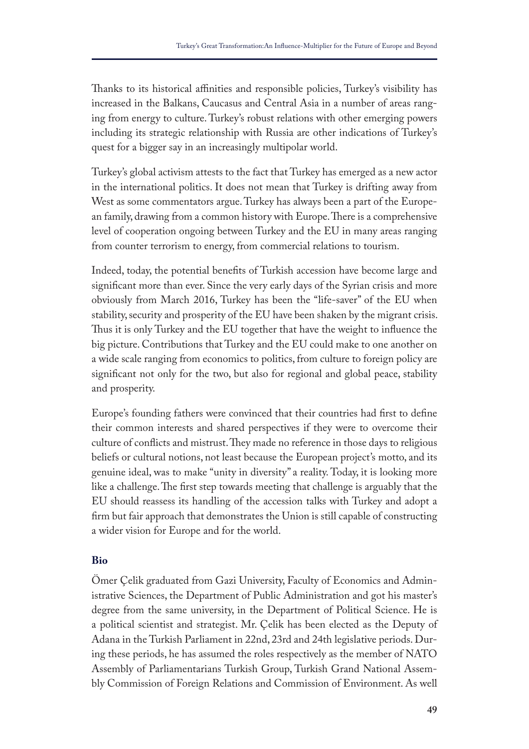Thanks to its historical affinities and responsible policies, Turkey's visibility has increased in the Balkans, Caucasus and Central Asia in a number of areas ranging from energy to culture. Turkey's robust relations with other emerging powers including its strategic relationship with Russia are other indications of Turkey's quest for a bigger say in an increasingly multipolar world.

Turkey's global activism attests to the fact that Turkey has emerged as a new actor in the international politics. It does not mean that Turkey is drifting away from West as some commentators argue. Turkey has always been a part of the European family, drawing from a common history with Europe. There is a comprehensive level of cooperation ongoing between Turkey and the EU in many areas ranging from counter terrorism to energy, from commercial relations to tourism.

Indeed, today, the potential benefits of Turkish accession have become large and significant more than ever. Since the very early days of the Syrian crisis and more obviously from March 2016, Turkey has been the "life-saver" of the EU when stability, security and prosperity of the EU have been shaken by the migrant crisis. Thus it is only Turkey and the EU together that have the weight to influence the big picture. Contributions that Turkey and the EU could make to one another on a wide scale ranging from economics to politics, from culture to foreign policy are significant not only for the two, but also for regional and global peace, stability and prosperity.

Europe's founding fathers were convinced that their countries had first to define their common interests and shared perspectives if they were to overcome their culture of conflicts and mistrust. They made no reference in those days to religious beliefs or cultural notions, not least because the European project's motto, and its genuine ideal, was to make "unity in diversity" a reality. Today, it is looking more like a challenge. The first step towards meeting that challenge is arguably that the EU should reassess its handling of the accession talks with Turkey and adopt a firm but fair approach that demonstrates the Union is still capable of constructing a wider vision for Europe and for the world.

**Bio**

Ömer Çelik graduated from Gazi University, Faculty of Economics and Administrative Sciences, the Department of Public Administration and got his master's degree from the same university, in the Department of Political Science. He is a political scientist and strategist. Mr. Çelik has been elected as the Deputy of Adana in the Turkish Parliament in 22nd, 23rd and 24th legislative periods. During these periods, he has assumed the roles respectively as the member of NATO Assembly of Parliamentarians Turkish Group, Turkish Grand National Assembly Commission of Foreign Relations and Commission of Environment. As well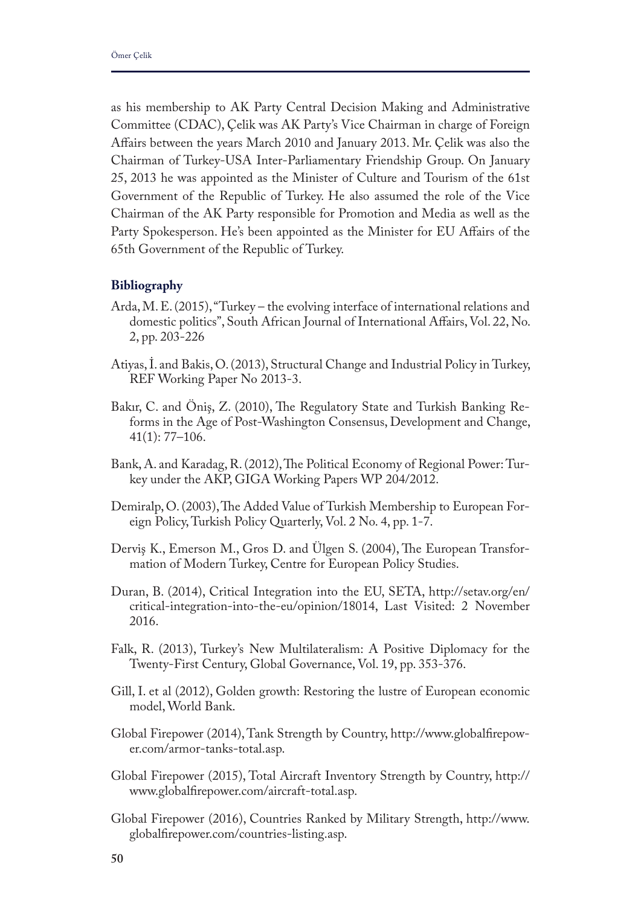as his membership to AK Party Central Decision Making and Administrative Committee (CDAC), Çelik was AK Party's Vice Chairman in charge of Foreign Affairs between the years March 2010 and January 2013. Mr. Çelik was also the Chairman of Turkey-USA Inter-Parliamentary Friendship Group. On January 25, 2013 he was appointed as the Minister of Culture and Tourism of the 61st Government of the Republic of Turkey. He also assumed the role of the Vice Chairman of the AK Party responsible for Promotion and Media as well as the Party Spokesperson. He's been appointed as the Minister for EU Affairs of the 65th Government of the Republic of Turkey.

### Bibliography

Arda, M. E. (2015), "Turkey – the evolving interface of international relations and domestic politics", South African Journal of International Affairs, Vol. 22, No. 2, pp. 203-226

Atiyas, İ. and Bakis, O. (2013), Structural Change and Industrial Policy in Turkey, REF Working Paper No 2013-3.

Bakır, C. and Öniş, Z. (2010), The Regulatory State and Turkish Banking Reforms in the Age of Post-Washington Consensus, Development and Change, 41(1): 77–106.

Bank, A. and Karadag, R. (2012), The Political Economy of Regional Power: Turkey under the AKP, GIGA Working Papers WP 204/2012.

Demiralp, O. (2003), The Added Value of Turkish Membership to European Foreign Policy, Turkish Policy Quarterly, Vol. 2 No. 4, pp. 1-7.

Derviş K., Emerson M., Gros D. and Ülgen S. (2004), The European Transformation of Modern Turkey, Centre for European Policy Studies.

Duran, B. (2014), Critical Integration into the EU, SETA, http://setav.org/en/critical-integration-into-the-eu/opinion/18014, Last Visited: 2 November 2016.

Falk, R. (2013), Turkey's New Multilateralism: A Positive Diplomacy for the Twenty-First Century, Global Governance, Vol. 19, pp. 353-376.

Gill, I. et al (2012), Golden growth: Restoring the lustre of European economic model, World Bank.

Global Firepower (2014), Tank Strength by Country, http://www.globalfirepower.com/armor-tanks-total.asp.

Global Firepower (2015), Total Aircraft Inventory Strength by Country, http://www.globalfirepower.com/aircraft-total.asp.

Global Firepower (2016), Countries Ranked by Military Strength, http://www.globalfirepower.com/countries-listing.asp.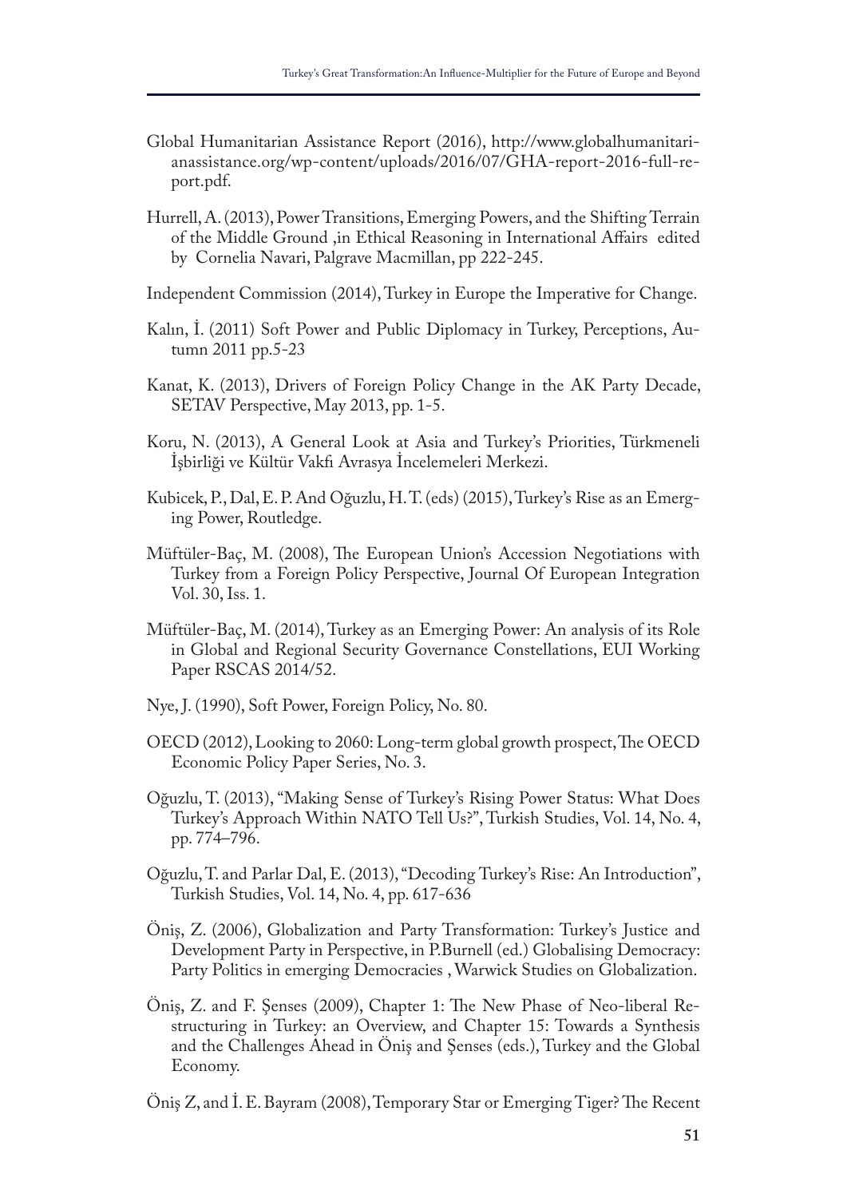Global Humanitarian Assistance Report (2016), http://www.globalhumanitarianassistance.org/wp-content/uploads/2016/07/GHA-report-2016-full-report.pdf.

Hurrell, A. (2013), Power Transitions, Emerging Powers, and the Shifting Terrain of the Middle Ground ,in Ethical Reasoning in International Affairs edited by Cornelia Navari, Palgrave Macmillan, pp 222-245.

Independent Commission (2014), Turkey in Europe the Imperative for Change.

Kalın, İ. (2011) Soft Power and Public Diplomacy in Turkey, Perceptions, Autumn 2011 pp.5-23

Kanat, K. (2013), Drivers of Foreign Policy Change in the AK Party Decade, SETAV Perspective, May 2013, pp. 1-5.

Koru, N. (2013), A General Look at Asia and Turkey's Priorities, Türkmeneli İşbirliği ve Kültür Vakfı Avrasya İncelemeleri Merkezi.

Kubicek, P., Dal, E. P. And Oğuzlu, H. T. (eds) (2015), Turkey's Rise as an Emerging Power, Routledge.

Müftüler-Baç, M. (2008), The European Union's Accession Negotiations with Turkey from a Foreign Policy Perspective, Journal Of European Integration Vol. 30, Iss. 1.

Müftüler-Baç, M. (2014), Turkey as an Emerging Power: An analysis of its Role in Global and Regional Security Governance Constellations, EUI Working Paper RSCAS 2014/52.

Nye, J. (1990), Soft Power, Foreign Policy, No. 80.

OECD (2012), Looking to 2060: Long-term global growth prospect, The OECD Economic Policy Paper Series, No. 3.

Oğuzlu, T. (2013), "Making Sense of Turkey's Rising Power Status: What Does Turkey's Approach Within NATO Tell Us?", Turkish Studies, Vol. 14, No. 4, pp. 774–796.

Oğuzlu, T. and Parlar Dal, E. (2013), "Decoding Turkey's Rise: An Introduction", Turkish Studies, Vol. 14, No. 4, pp. 617-636

Öniş, Z. (2006), Globalization and Party Transformation: Turkey's Justice and Development Party in Perspective, in P.Burnell (ed.) Globalising Democracy: Party Politics in emerging Democracies , Warwick Studies on Globalization.

Öniş, Z. and F. Şenses (2009), Chapter 1: The New Phase of Neo-liberal Restructuring in Turkey: an Overview, and Chapter 15: Towards a Synthesis and the Challenges Ahead in Öniş and Şenses (eds.), Turkey and the Global Economy.

Öniş Z, and İ. E. Bayram (2008), Temporary Star or Emerging Tiger? The Recent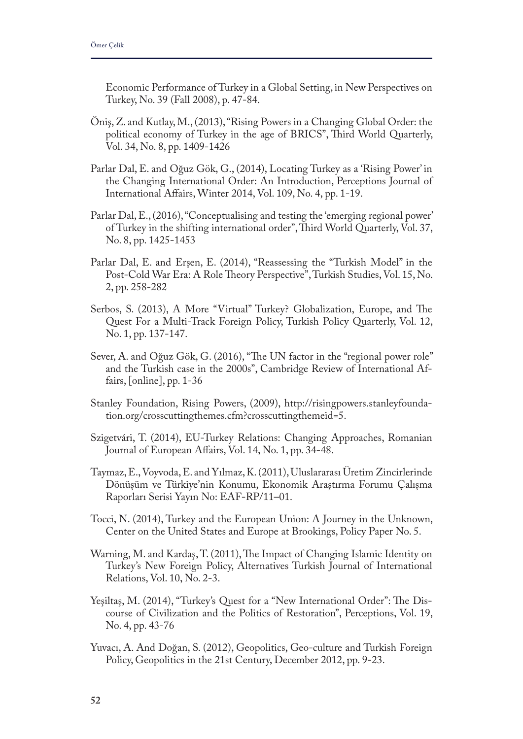Economic Performance of Turkey in a Global Setting, in New Perspectives on Turkey, No. 39 (Fall 2008), p. 47-84.

Öniş, Z. and Kutlay, M., (2013), "Rising Powers in a Changing Global Order: the political economy of Turkey in the age of BRICS", Third World Quarterly, Vol. 34, No. 8, pp. 1409-1426

Parlar Dal, E. and Oğuz Gök, G., (2014), Locating Turkey as a 'Rising Power' in the Changing International Order: An Introduction, Perceptions Journal of International Affairs, Winter 2014, Vol. 109, No. 4, pp. 1-19.

Parlar Dal, E., (2016), "Conceptualising and testing the 'emerging regional power' of Turkey in the shifting international order", Third World Quarterly, Vol. 37, No. 8, pp. 1425-1453

Parlar Dal, E. and Erşen, E. (2014), "Reassessing the "Turkish Model" in the Post-Cold War Era: A Role Theory Perspective", Turkish Studies, Vol. 15, No. 2, pp. 258-282

Serbos, S. (2013), A More "Virtual" Turkey? Globalization, Europe, and The Quest For a Multi-Track Foreign Policy, Turkish Policy Quarterly, Vol. 12, No. 1, pp. 137-147.

Sever, A. and Oğuz Gök, G. (2016), "The UN factor in the "regional power role" and the Turkish case in the 2000s", Cambridge Review of International Affairs, [online], pp. 1-36

Stanley Foundation, Rising Powers, (2009), http://risingpowers.stanleyfoundation.org/crosscuttingthemes.cfm?crosscuttingthemeid=5.

Szigetvári, T. (2014), EU-Turkey Relations: Changing Approaches, Romanian Journal of European Affairs, Vol. 14, No. 1, pp. 34-48.

Taymaz, E., Voyvoda, E. and Yılmaz, K. (2011), Uluslararası Üretim Zincirlerinde Dönüşüm ve Türkiye'nin Konumu, Ekonomik Araştırma Forumu Çalışma Raporları Serisi Yayın No: EAF-RP/11–01.

Tocci, N. (2014), Turkey and the European Union: A Journey in the Unknown, Center on the United States and Europe at Brookings, Policy Paper No. 5.

Warning, M. and Kardaş, T. (2011), The Impact of Changing Islamic Identity on Turkey's New Foreign Policy, Alternatives Turkish Journal of International Relations, Vol. 10, No. 2-3.

Yeşiltaş, M. (2014), "Turkey's Quest for a "New International Order": The Discourse of Civilization and the Politics of Restoration", Perceptions, Vol. 19, No. 4, pp. 43-76

Yuvacı, A. And Doğan, S. (2012), Geopolitics, Geo-culture and Turkish Foreign Policy, Geopolitics in the 21st Century, December 2012, pp. 9-23.